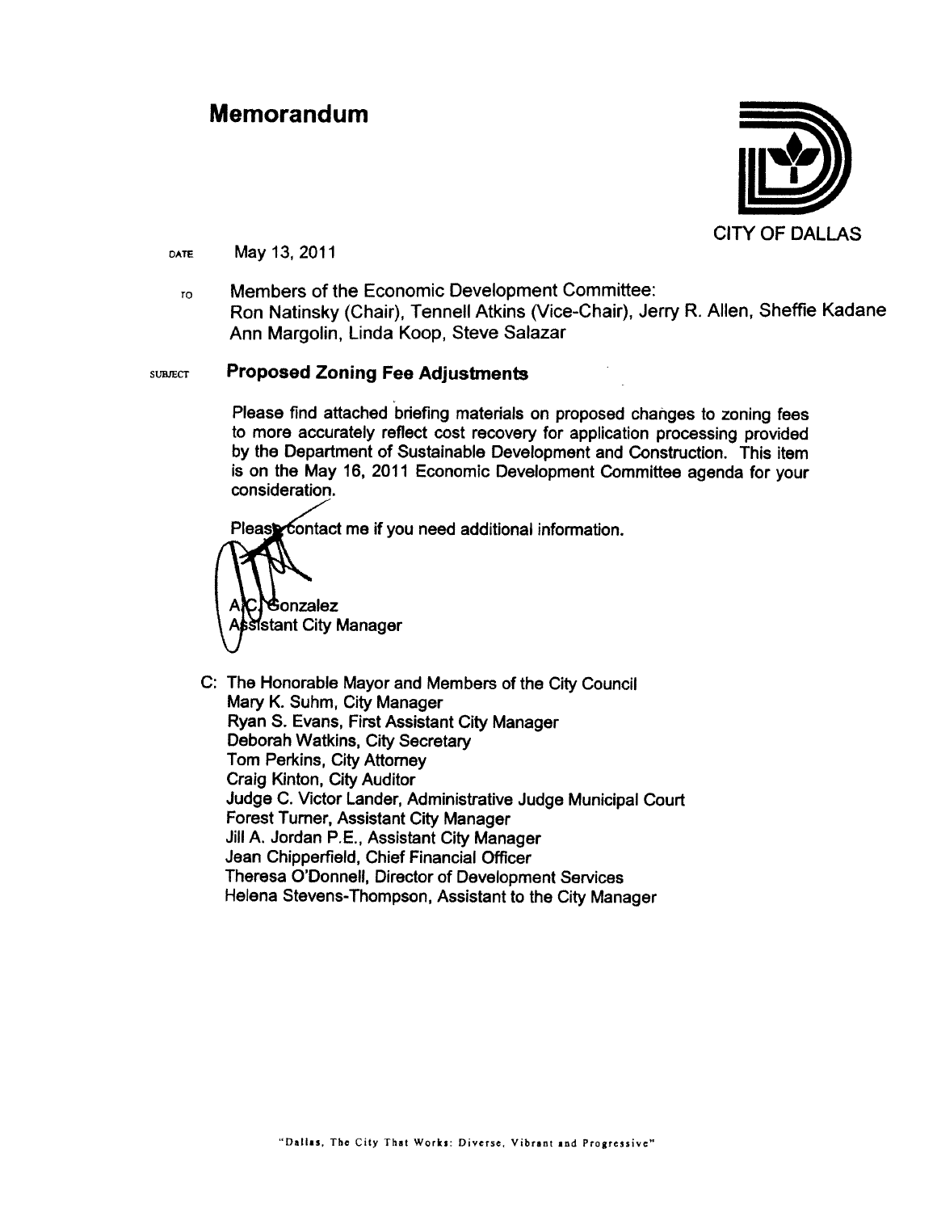# Memorandum

CITY OF DALLAS

DATE May 13, 2011

TO Members of the Economic Development Committee:
Ron Natinsky (Chair), Tennell Atkins (Vice-Chair), Jerry R. Allen, Sheffie Kadane
Ann Margolin, Linda Koop, Steve Salazar

SUBJECT **Proposed Zoning Fee Adjustments**

Please find attached briefing materials on proposed changes to zoning fees to more accurately reflect cost recovery for application processing provided by the Department of Sustainable Development and Construction. This item is on the May 16, 2011 Economic Development Committee agenda for your consideration.

Please contact me if you need additional information.

A.C. Gonzalez
Assistant City Manager

C: The Honorable Mayor and Members of the City Council
Mary K. Suhm, City Manager
Ryan S. Evans, First Assistant City Manager
Deborah Watkins, City Secretary
Tom Perkins, City Attorney
Craig Kinton, City Auditor
Judge C. Victor Lander, Administrative Judge Municipal Court
Forest Turner, Assistant City Manager
Jill A. Jordan P.E., Assistant City Manager
Jean Chipperfield, Chief Financial Officer
Theresa O'Donnell, Director of Development Services
Helena Stevens-Thompson, Assistant to the City Manager

"Dallas, The City That Works: Diverse, Vibrant and Progressive"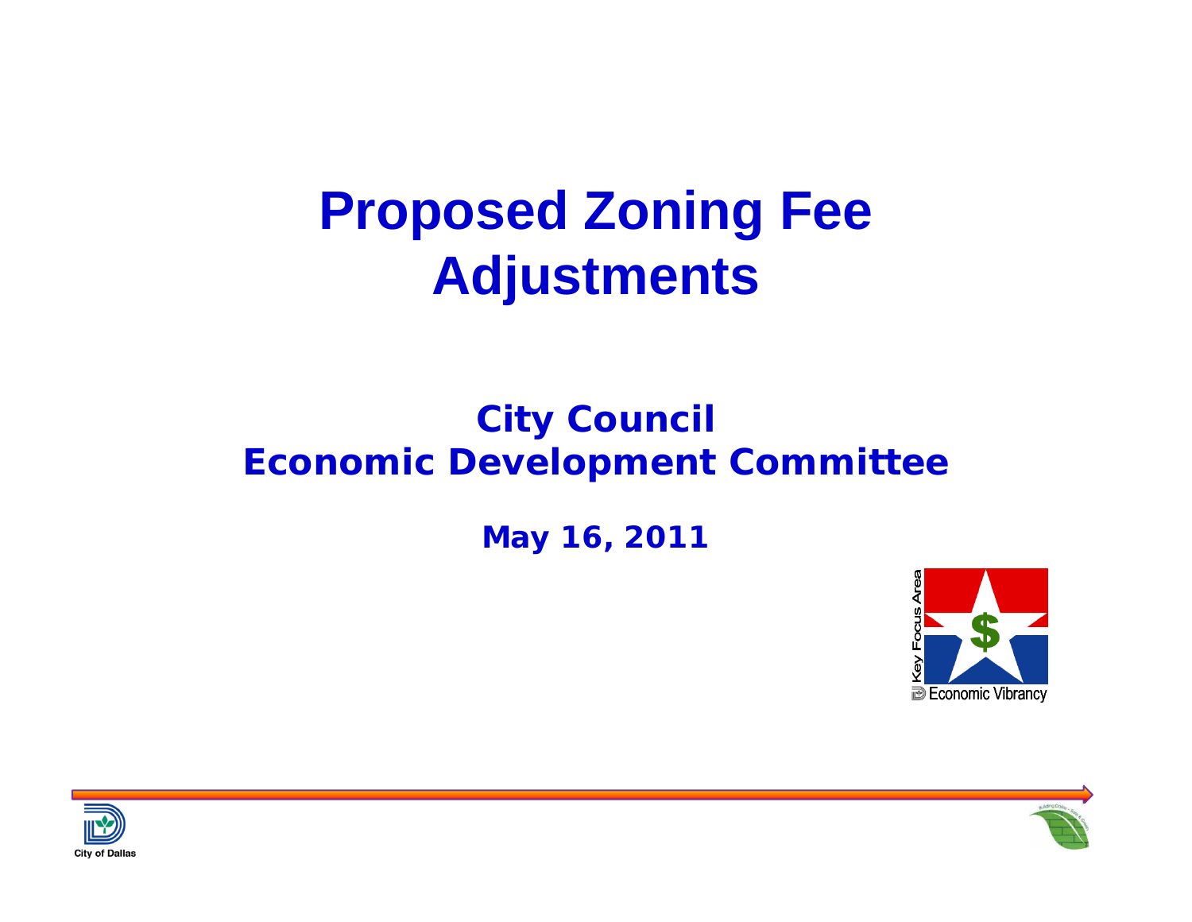# Proposed Zoning Fee Adjustments

## City Council
## Economic Development Committee

**May 16, 2011**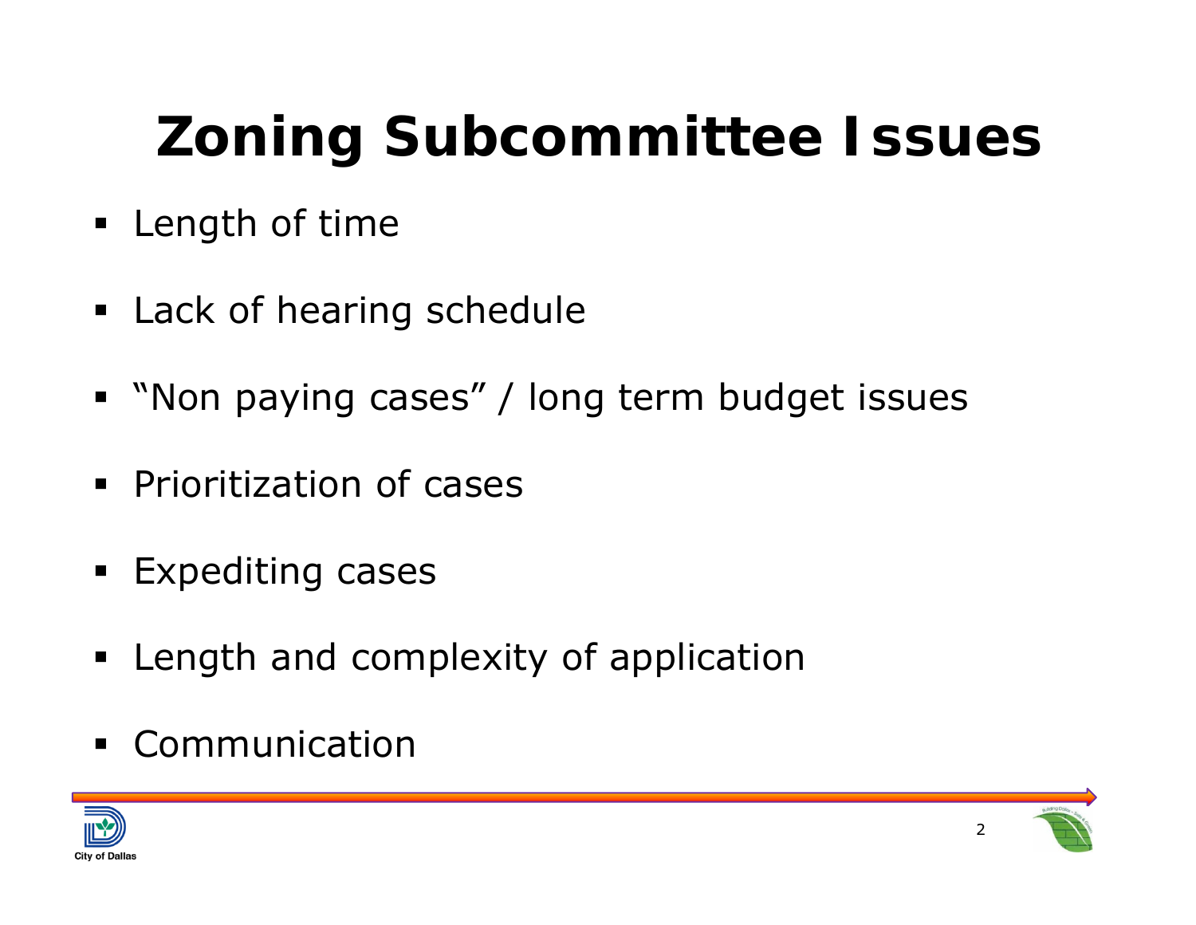# Zoning Subcommittee Issues

- Length of time
- Lack of hearing schedule
- "Non paying cases" / long term budget issues
- Prioritization of cases
- Expediting cases
- Length and complexity of application
- Communication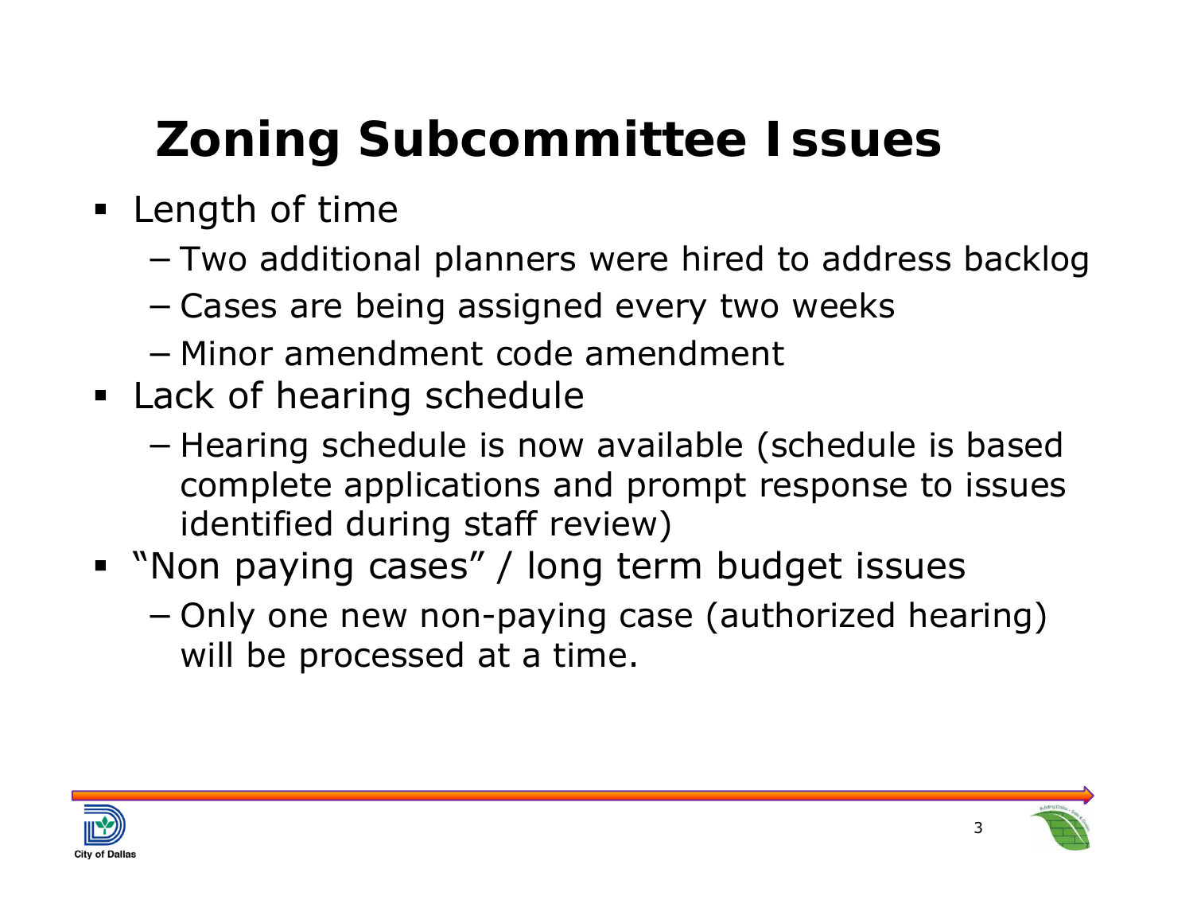# Zoning Subcommittee Issues

- Length of time
  - Two additional planners were hired to address backlog
  - Cases are being assigned every two weeks
  - Minor amendment code amendment
- Lack of hearing schedule
  - Hearing schedule is now available (schedule is based complete applications and prompt response to issues identified during staff review)
- "Non paying cases" / long term budget issues
  - Only one new non-paying case (authorized hearing) will be processed at a time.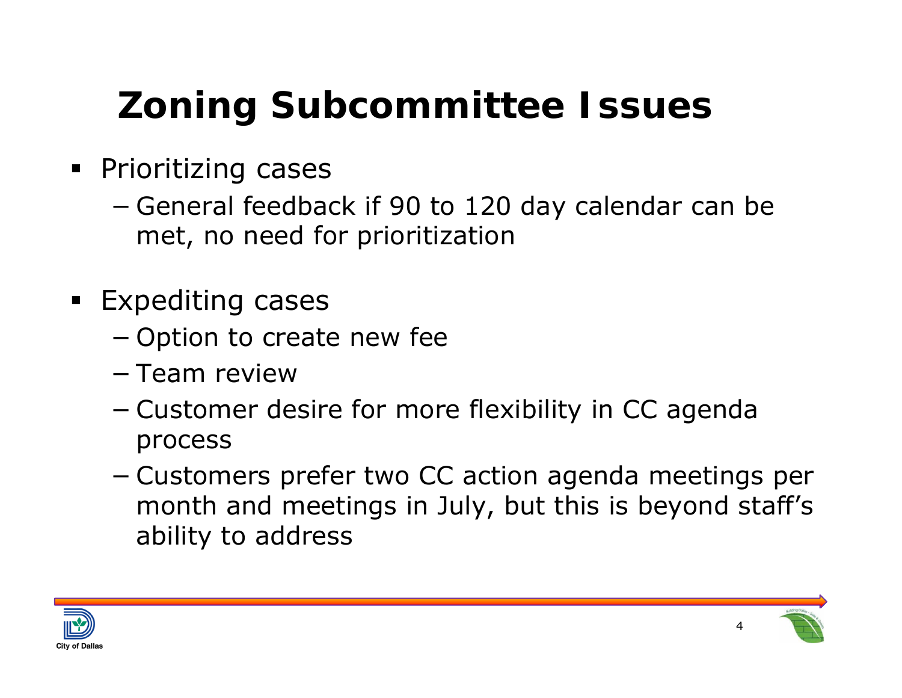# Zoning Subcommittee Issues

- Prioritizing cases
  - General feedback if 90 to 120 day calendar can be met, no need for prioritization
- Expediting cases
  - Option to create new fee
  - Team review
  - Customer desire for more flexibility in CC agenda process
  - Customers prefer two CC action agenda meetings per month and meetings in July, but this is beyond staff's ability to address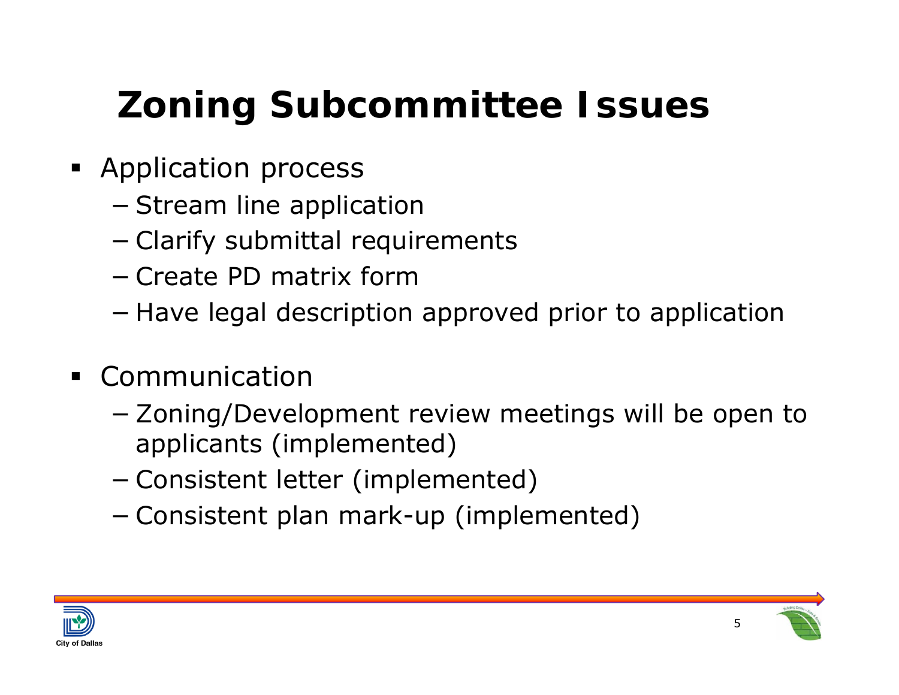# Zoning Subcommittee Issues

- Application process
  - Stream line application
  - Clarify submittal requirements
  - Create PD matrix form
  - Have legal description approved prior to application
- Communication
  - Zoning/Development review meetings will be open to applicants (implemented)
  - Consistent letter (implemented)
  - Consistent plan mark-up (implemented)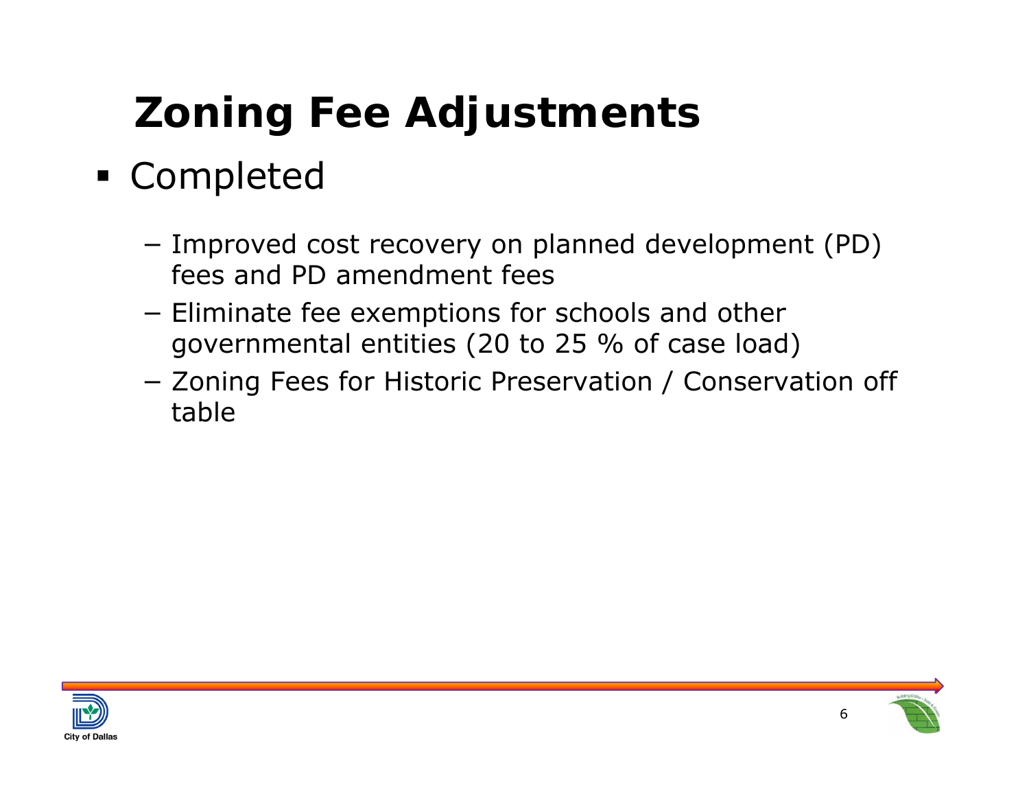# Zoning Fee Adjustments

- Completed
  - Improved cost recovery on planned development (PD) fees and PD amendment fees
  - Eliminate fee exemptions for schools and other governmental entities (20 to 25 % of case load)
  - Zoning Fees for Historic Preservation / Conservation off table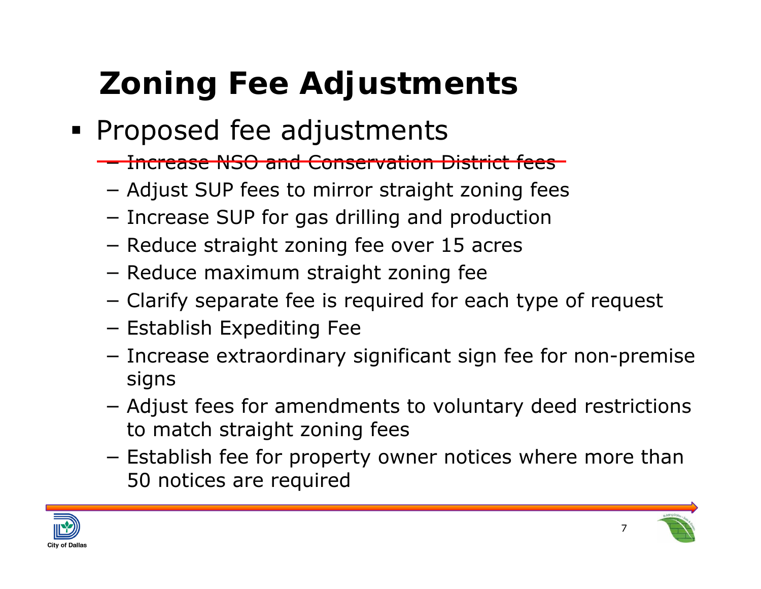# Zoning Fee Adjustments

- Proposed fee adjustments
  - ~~Increase NSO and Conservation District fees~~
  - Adjust SUP fees to mirror straight zoning fees
  - Increase SUP for gas drilling and production
  - Reduce straight zoning fee over 15 acres
  - Reduce maximum straight zoning fee
  - Clarify separate fee is required for each type of request
  - Establish Expediting Fee
  - Increase extraordinary significant sign fee for non-premise signs
  - Adjust fees for amendments to voluntary deed restrictions to match straight zoning fees
  - Establish fee for property owner notices where more than 50 notices are required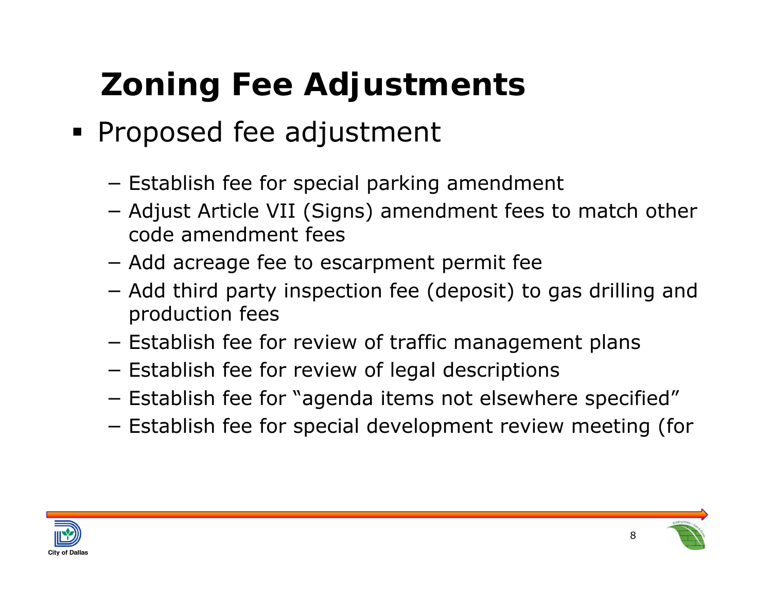# Zoning Fee Adjustments

- Proposed fee adjustment
  - Establish fee for special parking amendment
  - Adjust Article VII (Signs) amendment fees to match other code amendment fees
  - Add acreage fee to escarpment permit fee
  - Add third party inspection fee (deposit) to gas drilling and production fees
  - Establish fee for review of traffic management plans
  - Establish fee for review of legal descriptions
  - Establish fee for "agenda items not elsewhere specified"
  - Establish fee for special development review meeting (for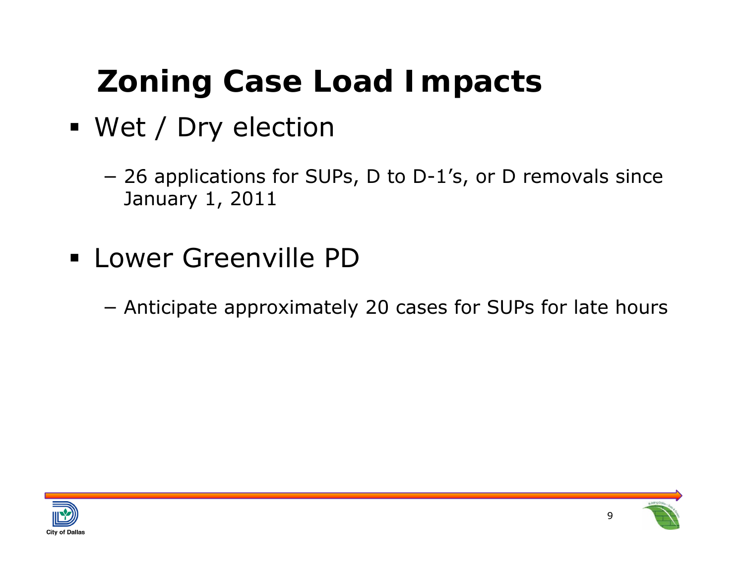# Zoning Case Load Impacts

- Wet / Dry election
  - 26 applications for SUPs, D to D-1's, or D removals since January 1, 2011
- Lower Greenville PD
  - Anticipate approximately 20 cases for SUPs for late hours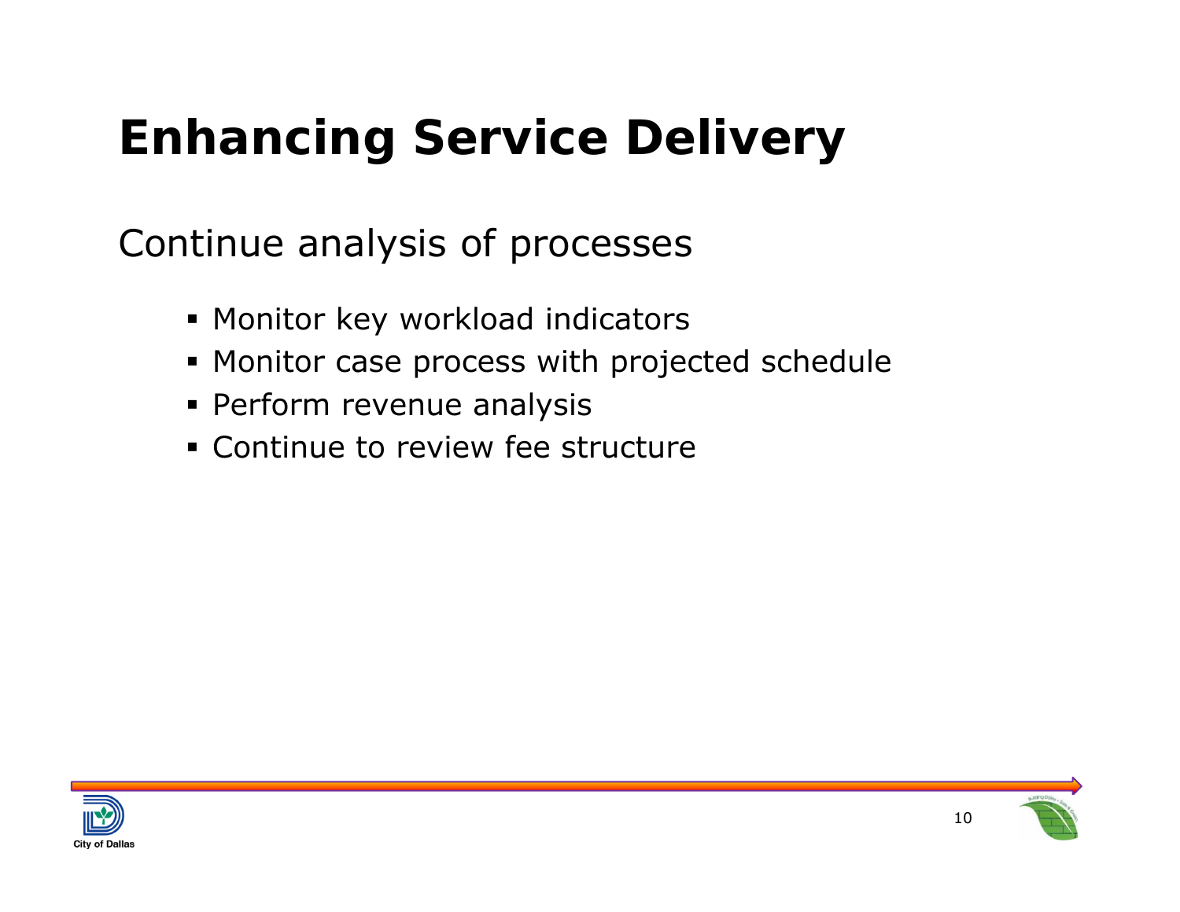# Enhancing Service Delivery

Continue analysis of processes

- Monitor key workload indicators
- Monitor case process with projected schedule
- Perform revenue analysis
- Continue to review fee structure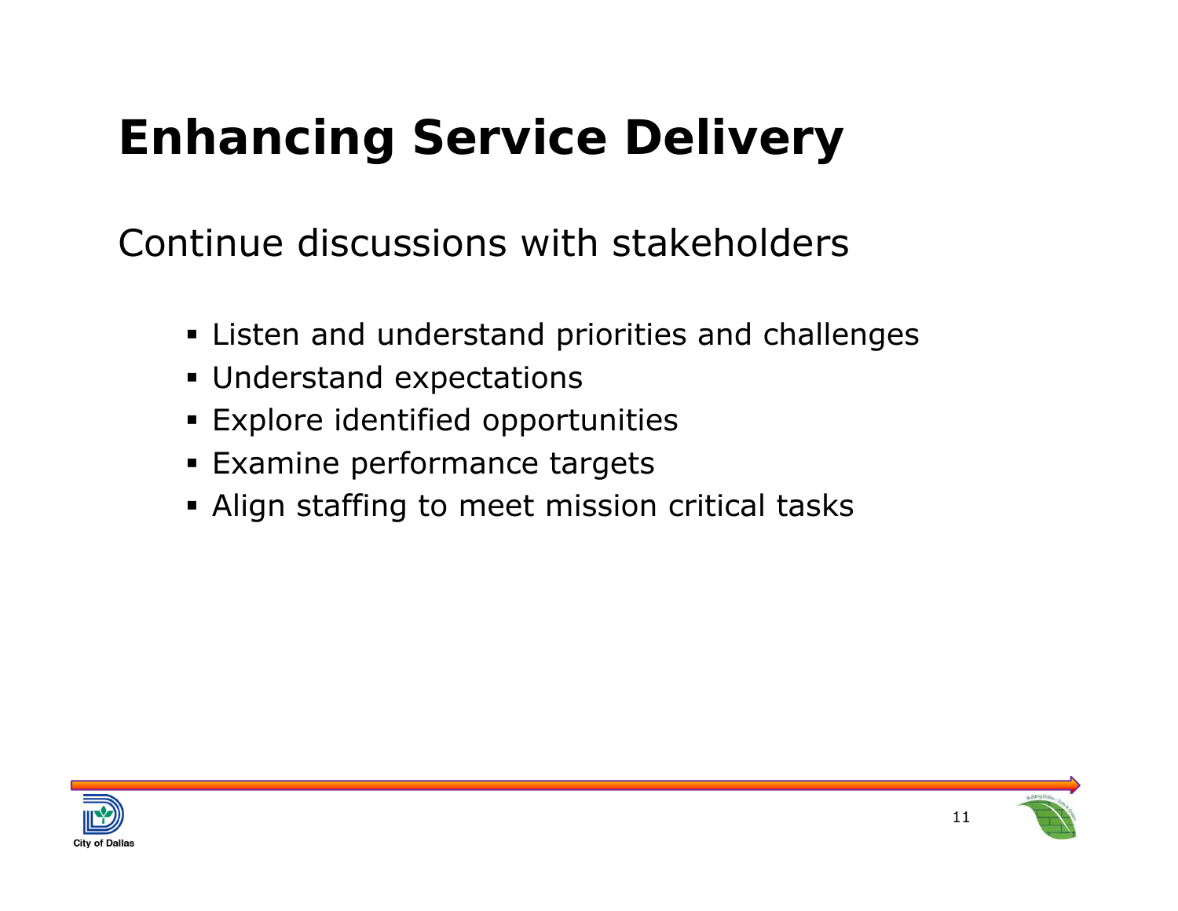# Enhancing Service Delivery

Continue discussions with stakeholders

- Listen and understand priorities and challenges
- Understand expectations
- Explore identified opportunities
- Examine performance targets
- Align staffing to meet mission critical tasks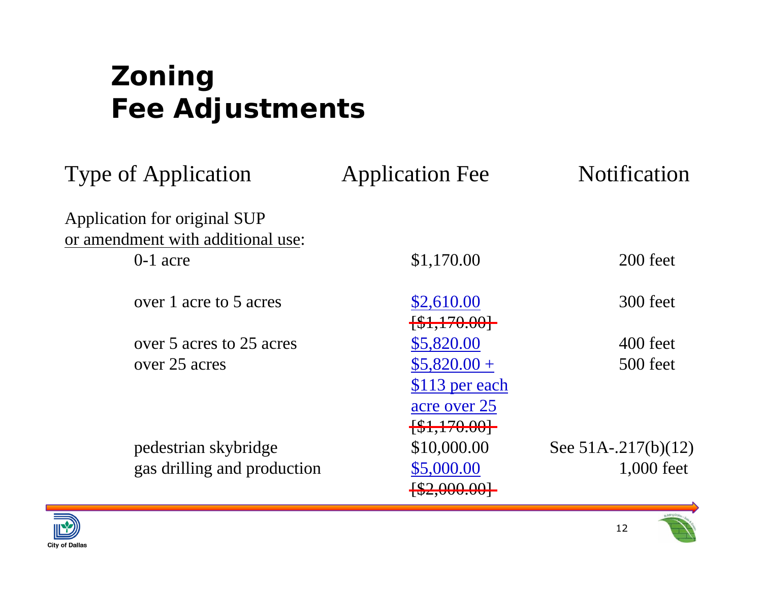# Zoning Fee Adjustments

| Type of Application | Application Fee | Notification |
|---|---|---|
| Application for original SUP <u>or amendment with additional use</u>: | | |
| 0-1 acre | $1,170.00 | 200 feet |
| over 1 acre to 5 acres | <u>$2,610.00</u> ~~[$1,170.00]~~ | 300 feet |
| over 5 acres to 25 acres | <u>$5,820.00</u> | 400 feet |
| over 25 acres | <u>$5,820.00 + $113 per each acre over 25</u> ~~[$1,170.00]~~ | 500 feet |
| pedestrian skybridge | $10,000.00 | See 51A-.217(b)(12) |
| gas drilling and production | <u>$5,000.00</u> ~~[$2,000.00]~~ | 1,000 feet |

City of Dallas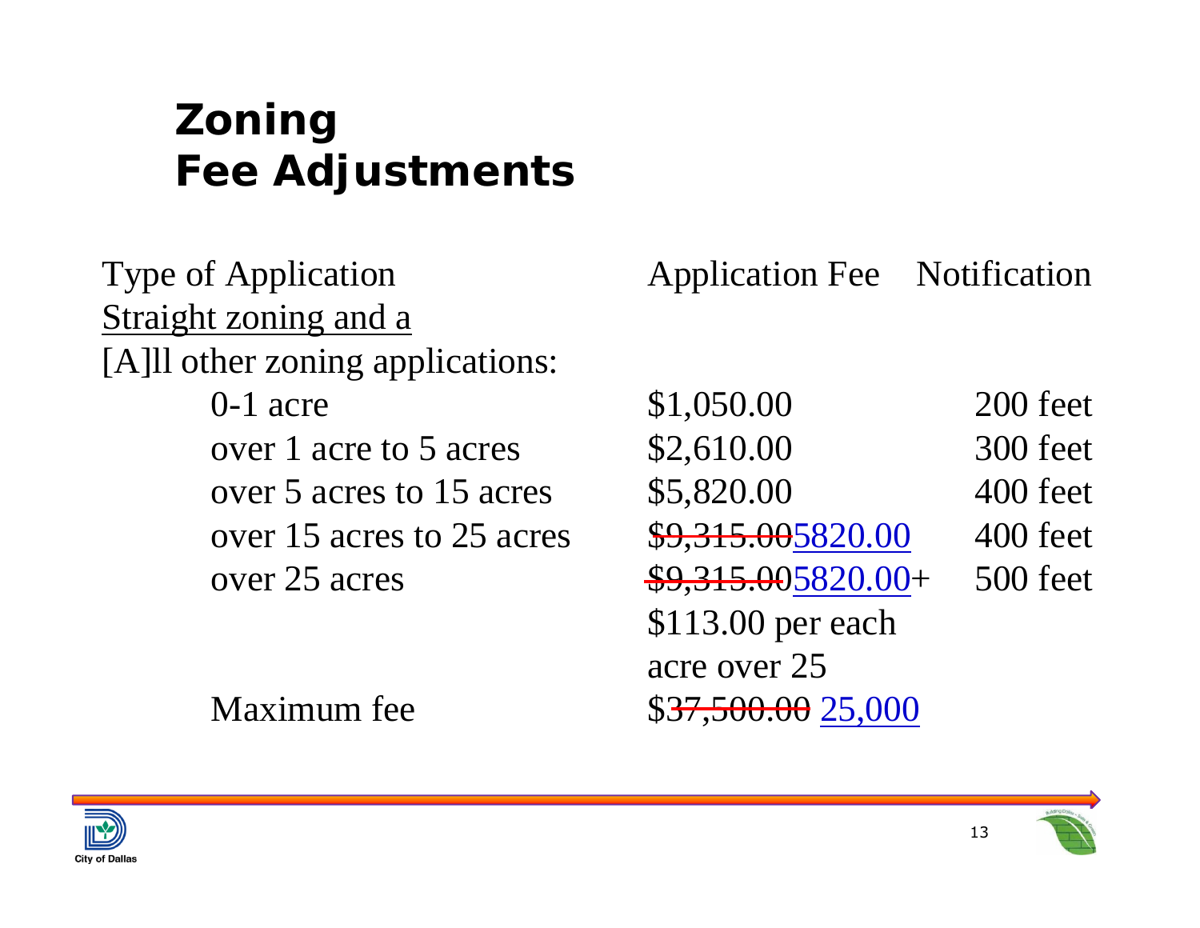# Zoning Fee Adjustments

| Type of Application | Application Fee | Notification |
|---|---|---|
| <u>Straight zoning and a</u> | | |
| [A]ll other zoning applications: | | |
| 0-1 acre | $1,050.00 | 200 feet |
| over 1 acre to 5 acres | $2,610.00 | 300 feet |
| over 5 acres to 15 acres | $5,820.00 | 400 feet |
| over 15 acres to 25 acres | ~~$9,315.00~~<u>5820.00</u> | 400 feet |
| over 25 acres | ~~$9,315.00~~<u>5820.00</u>+ $113.00 per each acre over 25 | 500 feet |
| Maximum fee | $~~37,500.00~~ <u>25,000</u> | |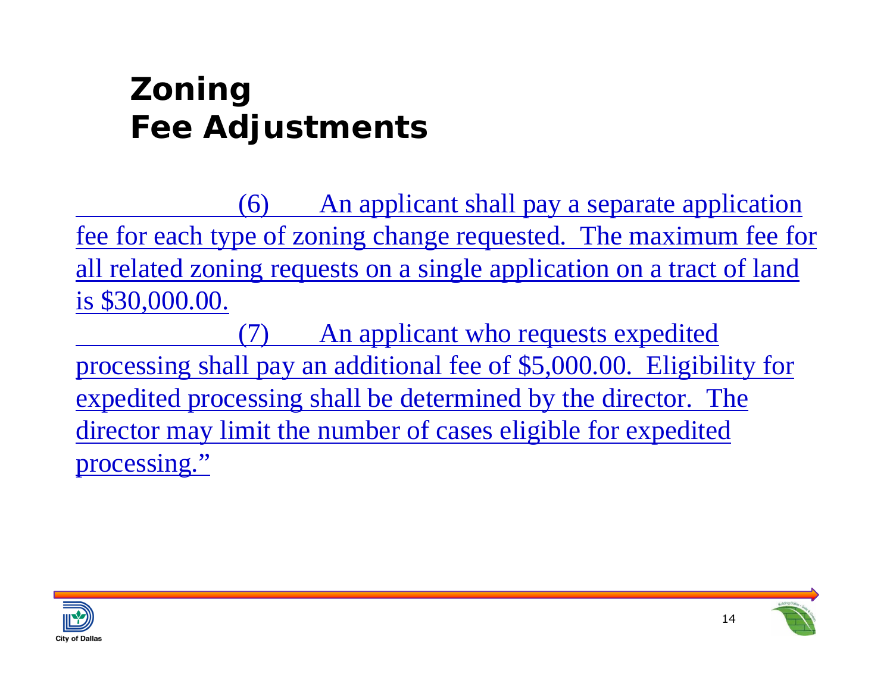# Zoning Fee Adjustments

(6) An applicant shall pay a separate application fee for each type of zoning change requested. The maximum fee for all related zoning requests on a single application on a tract of land is $30,000.00.

(7) An applicant who requests expedited processing shall pay an additional fee of $5,000.00. Eligibility for expedited processing shall be determined by the director. The director may limit the number of cases eligible for expedited processing."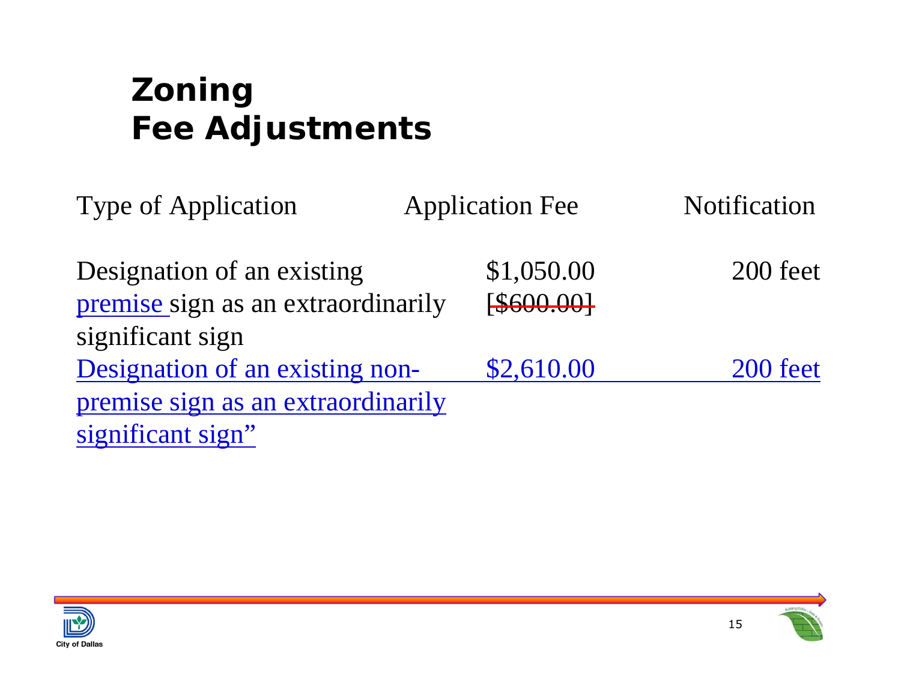# Zoning Fee Adjustments

| Type of Application | Application Fee | Notification |
|---|---|---|
| Designation of an existing <u>premise</u> sign as an extraordinarily significant sign | $1,050.00 [~~$600.00~~] | 200 feet |
| <u>Designation of an existing non-premise sign as an extraordinarily significant sign"</u> | <u>$2,610.00</u> | <u>200 feet</u> |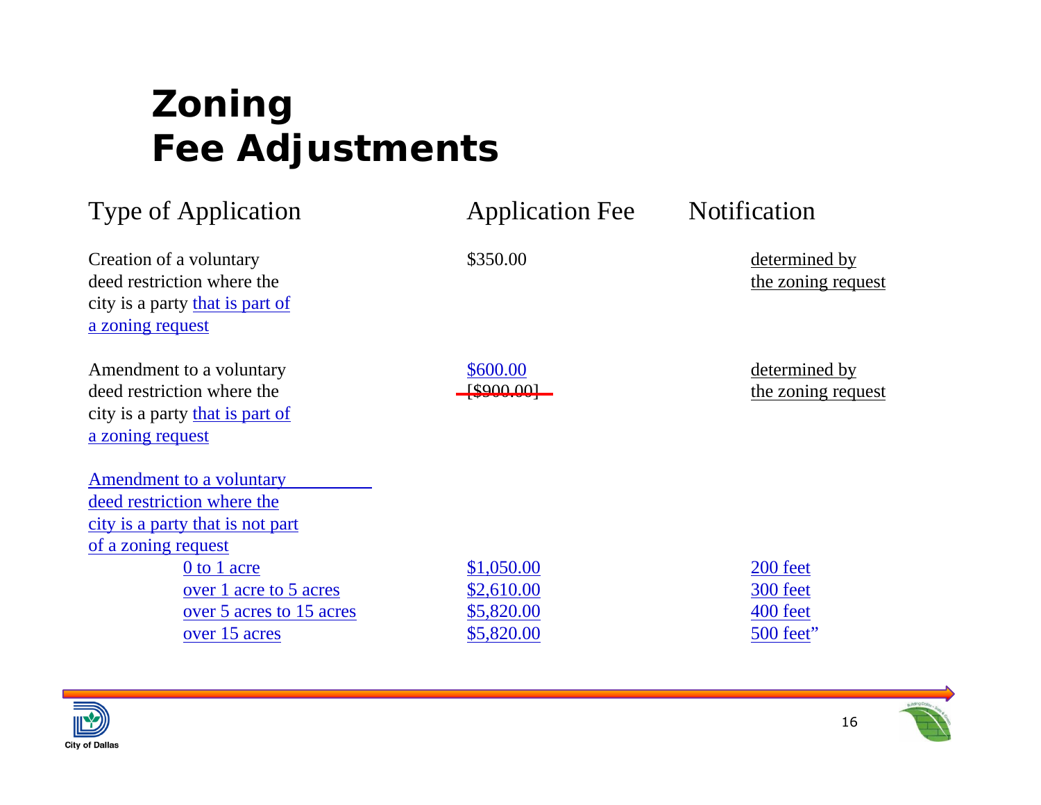# Zoning Fee Adjustments

| Type of Application | Application Fee | Notification |
|---|---|---|
| Creation of a voluntary deed restriction where the city is a party that is part of a zoning request | $350.00 | determined by the zoning request |
| Amendment to a voluntary deed restriction where the city is a party that is part of a zoning request | $600.00 ~~[$900.00]~~ | determined by the zoning request |
| Amendment to a voluntary deed restriction where the city is a party that is not part of a zoning request | | |
| 0 to 1 acre | $1,050.00 | 200 feet |
| over 1 acre to 5 acres | $2,610.00 | 300 feet |
| over 5 acres to 15 acres | $5,820.00 | 400 feet |
| over 15 acres | $5,820.00 | 500 feet” |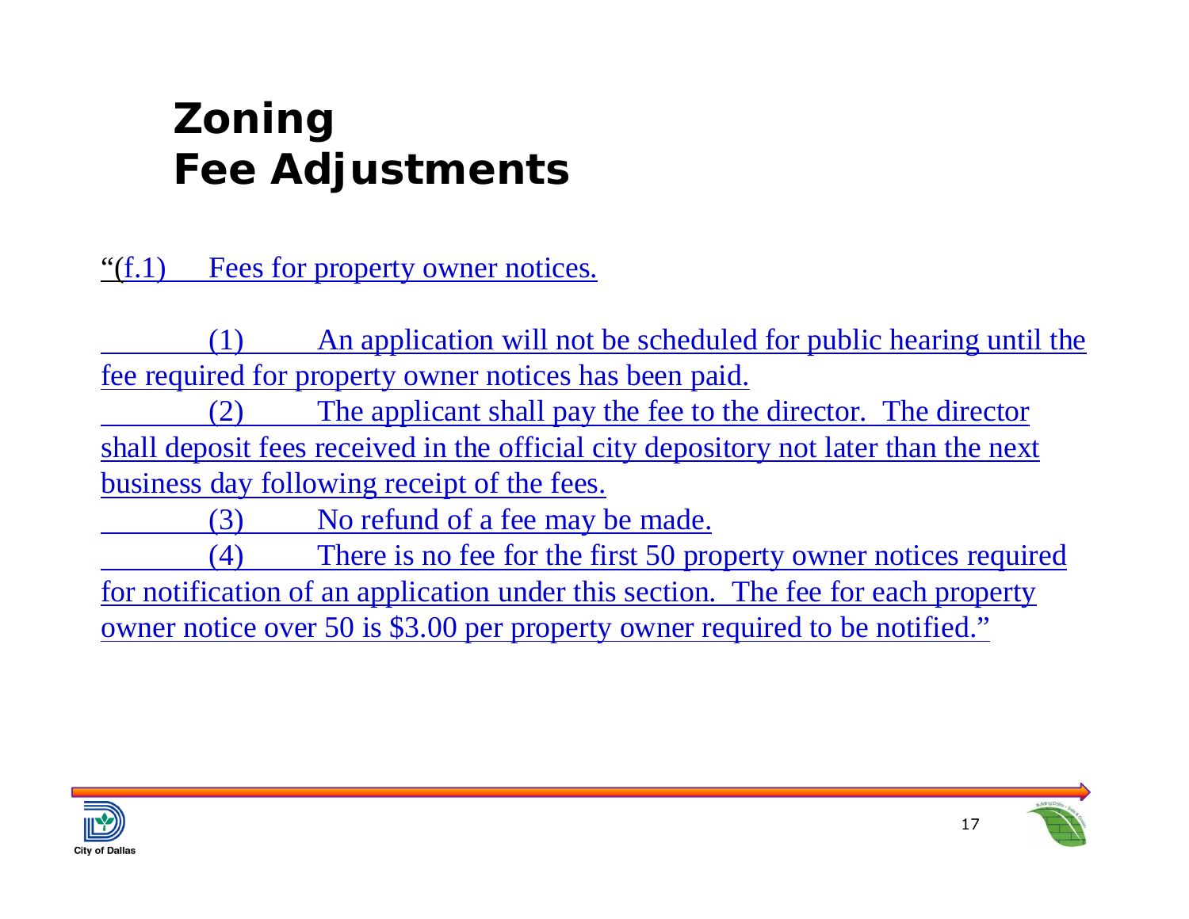# Zoning Fee Adjustments

"(f.1) Fees for property owner notices.

(1) An application will not be scheduled for public hearing until the fee required for property owner notices has been paid.

(2) The applicant shall pay the fee to the director. The director shall deposit fees received in the official city depository not later than the next business day following receipt of the fees.

(3) No refund of a fee may be made.

(4) There is no fee for the first 50 property owner notices required for notification of an application under this section. The fee for each property owner notice over 50 is $3.00 per property owner required to be notified."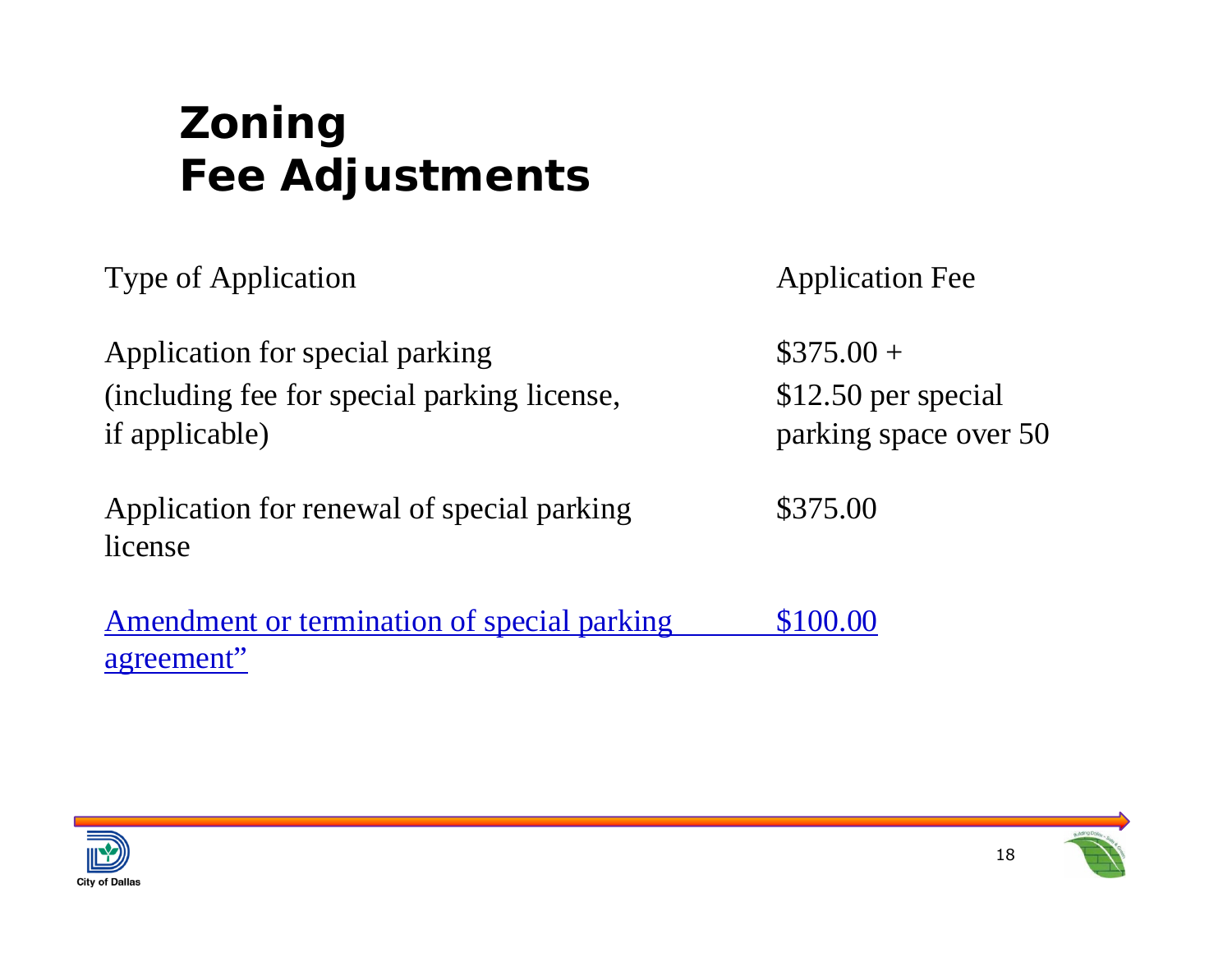# Zoning Fee Adjustments

| Type of Application | Application Fee |
| --- | --- |
| Application for special parking (including fee for special parking license, if applicable) | $375.00 + $12.50 per special parking space over 50 |
| Application for renewal of special parking license | $375.00 |
| Amendment or termination of special parking agreement" | $100.00 |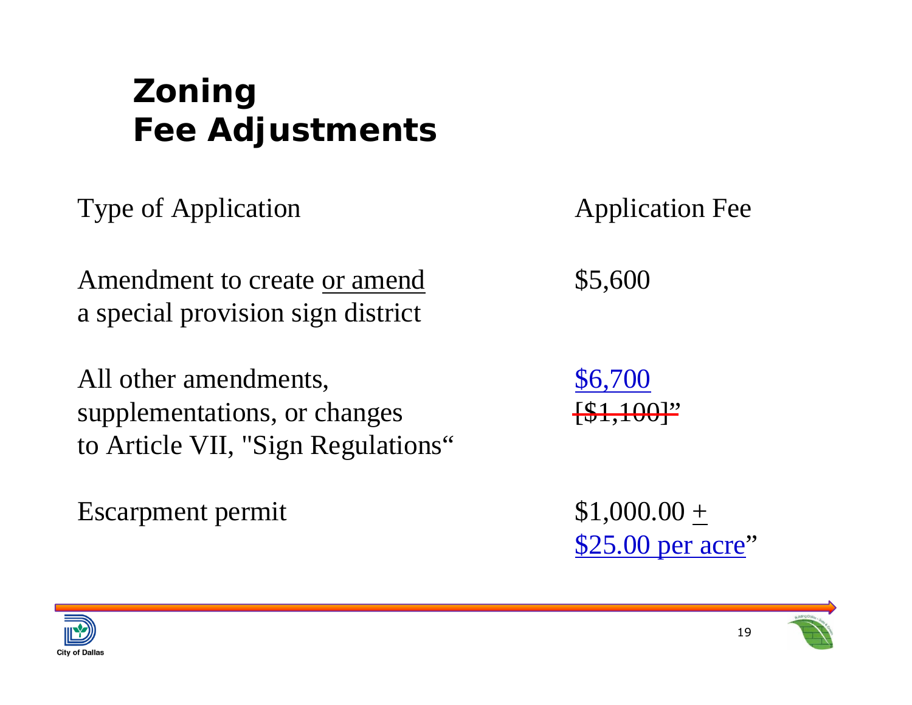# Zoning
# Fee Adjustments

| Type of Application | Application Fee |
| --- | --- |
| Amendment to create <u>or amend</u> a special provision sign district | $5,600 |
| All other amendments, supplementations, or changes to Article VII, "Sign Regulations" | <u>$6,700</u> ~~[$1,100]~~" |
| Escarpment permit | $1,000.00 <u>+ $25.00 per acre</u>" |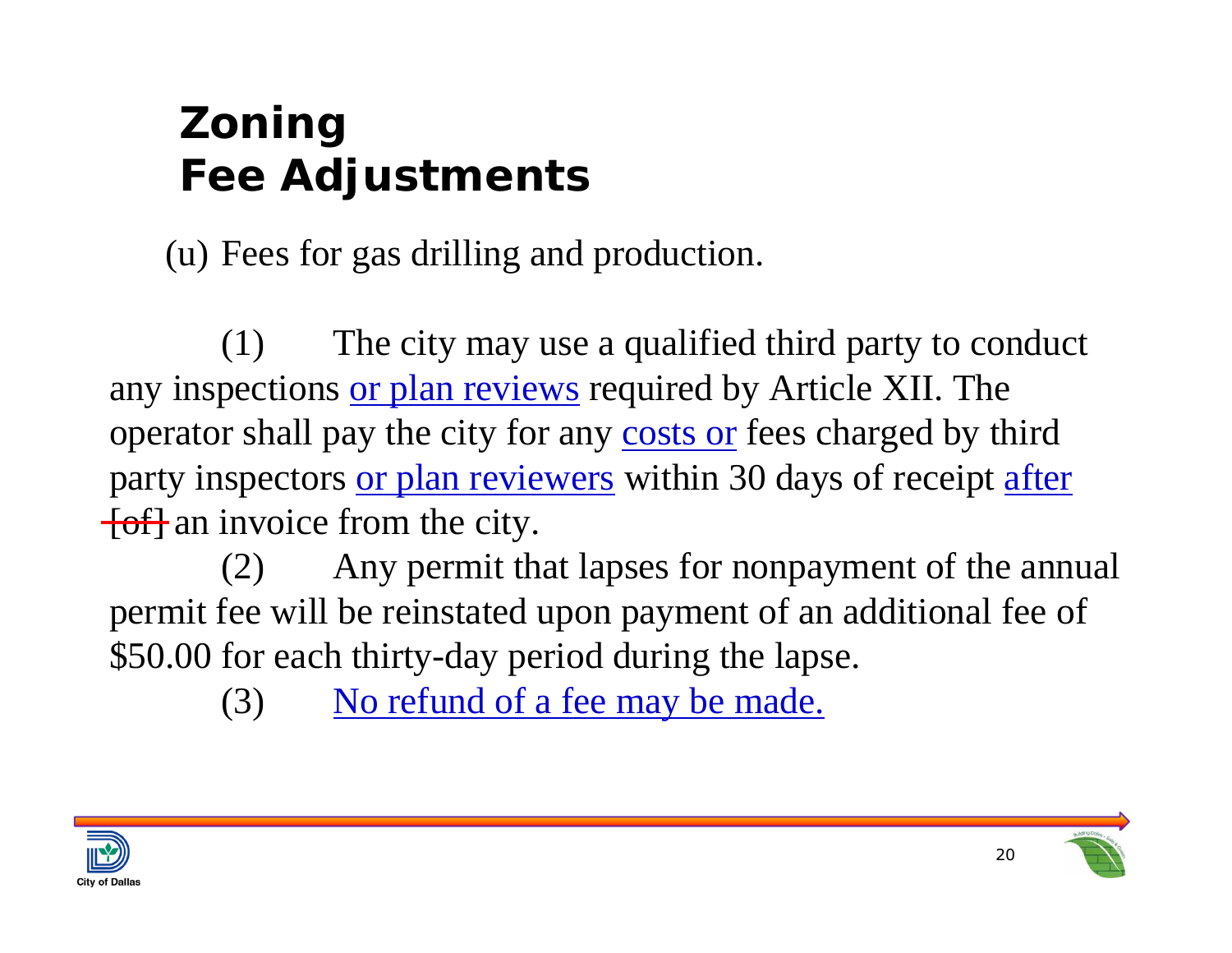# Zoning Fee Adjustments

(u) Fees for gas drilling and production.

(1) The city may use a qualified third party to conduct any inspections <u>or plan reviews</u> required by Article XII. The operator shall pay the city for any <u>costs or</u> fees charged by third party inspectors <u>or plan reviewers</u> within 30 days of receipt <u>after</u> ~~[of]~~ an invoice from the city.

(2) Any permit that lapses for nonpayment of the annual permit fee will be reinstated upon payment of an additional fee of $50.00 for each thirty-day period during the lapse.

(3) <u>No refund of a fee may be made.</u>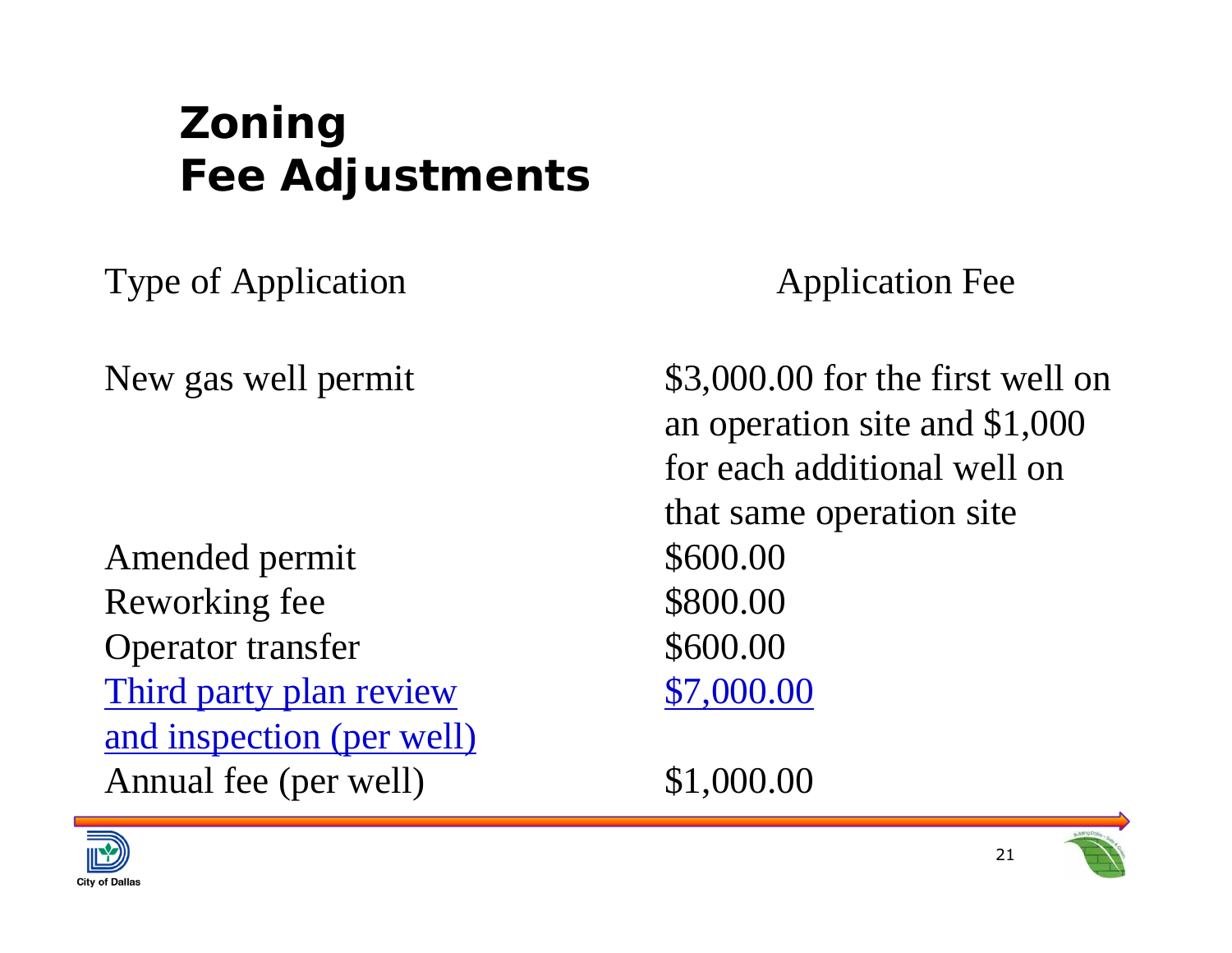# Zoning Fee Adjustments

| Type of Application | Application Fee |
| --- | --- |
| New gas well permit | $3,000.00 for the first well on an operation site and $1,000 for each additional well on that same operation site |
| Amended permit | $600.00 |
| Reworking fee | $800.00 |
| Operator transfer | $600.00 |
| Third party plan review and inspection (per well) | $7,000.00 |
| Annual fee (per well) | $1,000.00 |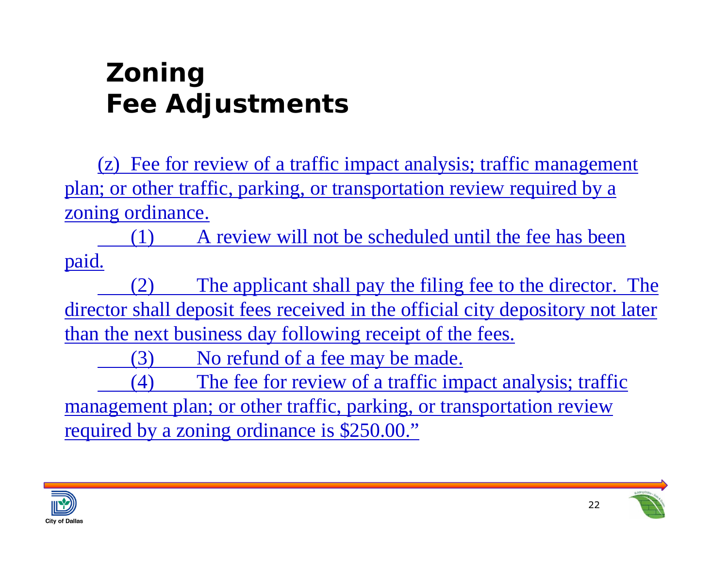# Zoning
# Fee Adjustments

(z) Fee for review of a traffic impact analysis; traffic management plan; or other traffic, parking, or transportation review required by a zoning ordinance.

(1) A review will not be scheduled until the fee has been paid.

(2) The applicant shall pay the filing fee to the director. The director shall deposit fees received in the official city depository not later than the next business day following receipt of the fees.

(3) No refund of a fee may be made.

(4) The fee for review of a traffic impact analysis; traffic management plan; or other traffic, parking, or transportation review required by a zoning ordinance is $250.00."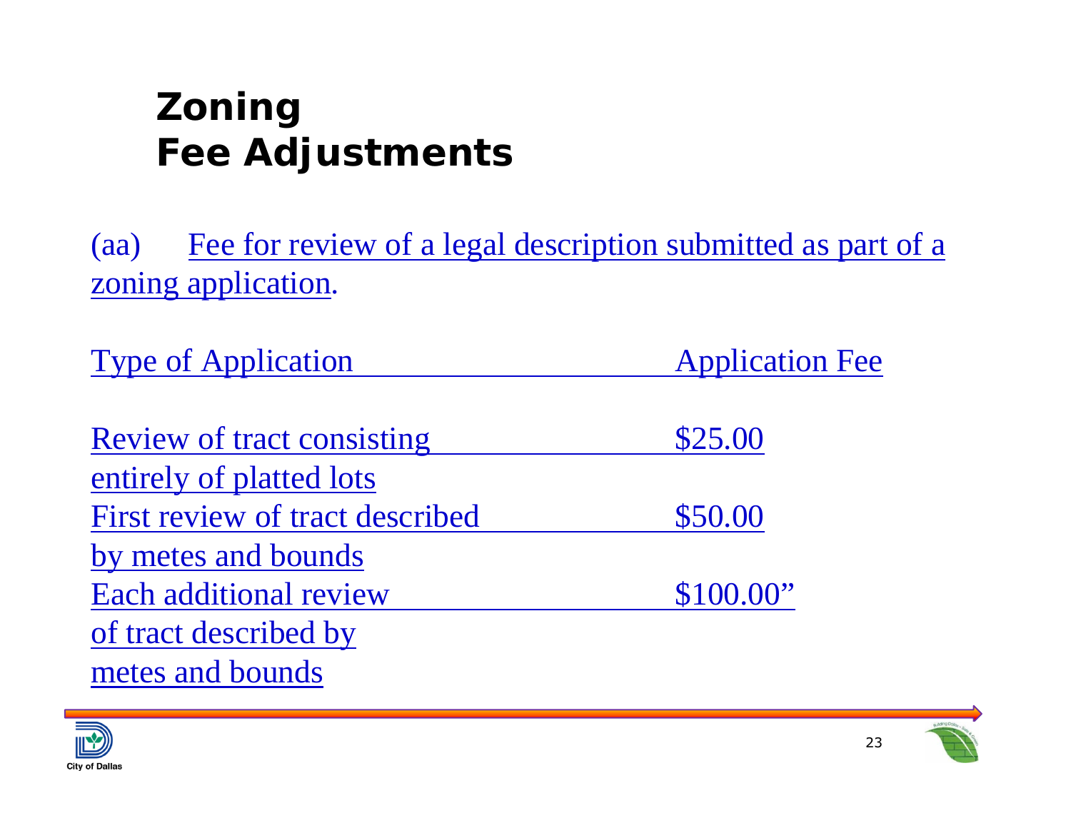# Zoning Fee Adjustments

(aa) Fee for review of a legal description submitted as part of a zoning application.

| Type of Application | Application Fee |
|---|---|
| Review of tract consisting entirely of platted lots | $25.00 |
| First review of tract described by metes and bounds | $50.00 |
| Each additional review of tract described by metes and bounds | $100.00” |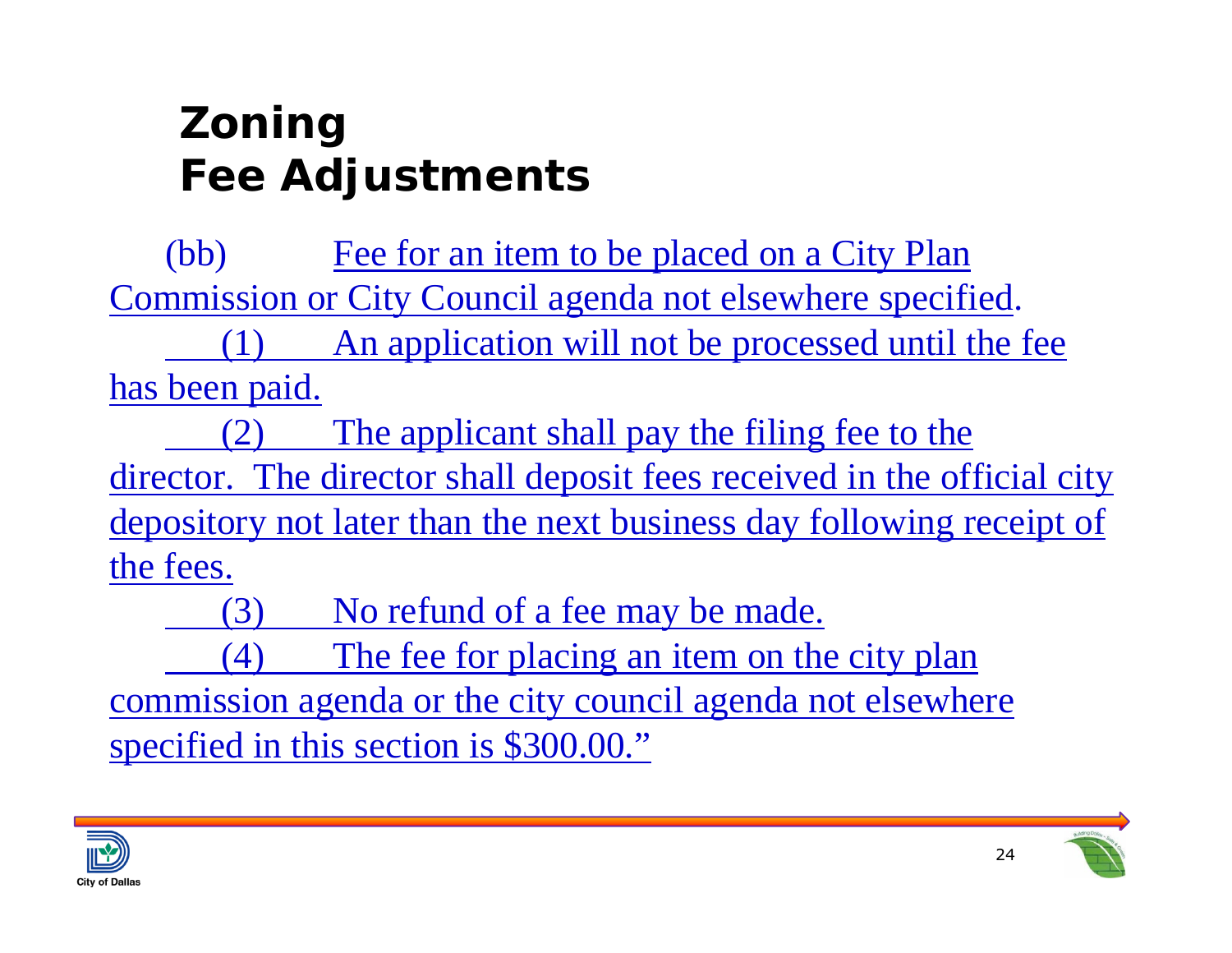# Zoning Fee Adjustments

(bb) Fee for an item to be placed on a City Plan Commission or City Council agenda not elsewhere specified.

(1) An application will not be processed until the fee has been paid.

(2) The applicant shall pay the filing fee to the director. The director shall deposit fees received in the official city depository not later than the next business day following receipt of the fees.

(3) No refund of a fee may be made.

(4) The fee for placing an item on the city plan commission agenda or the city council agenda not elsewhere specified in this section is $300.00."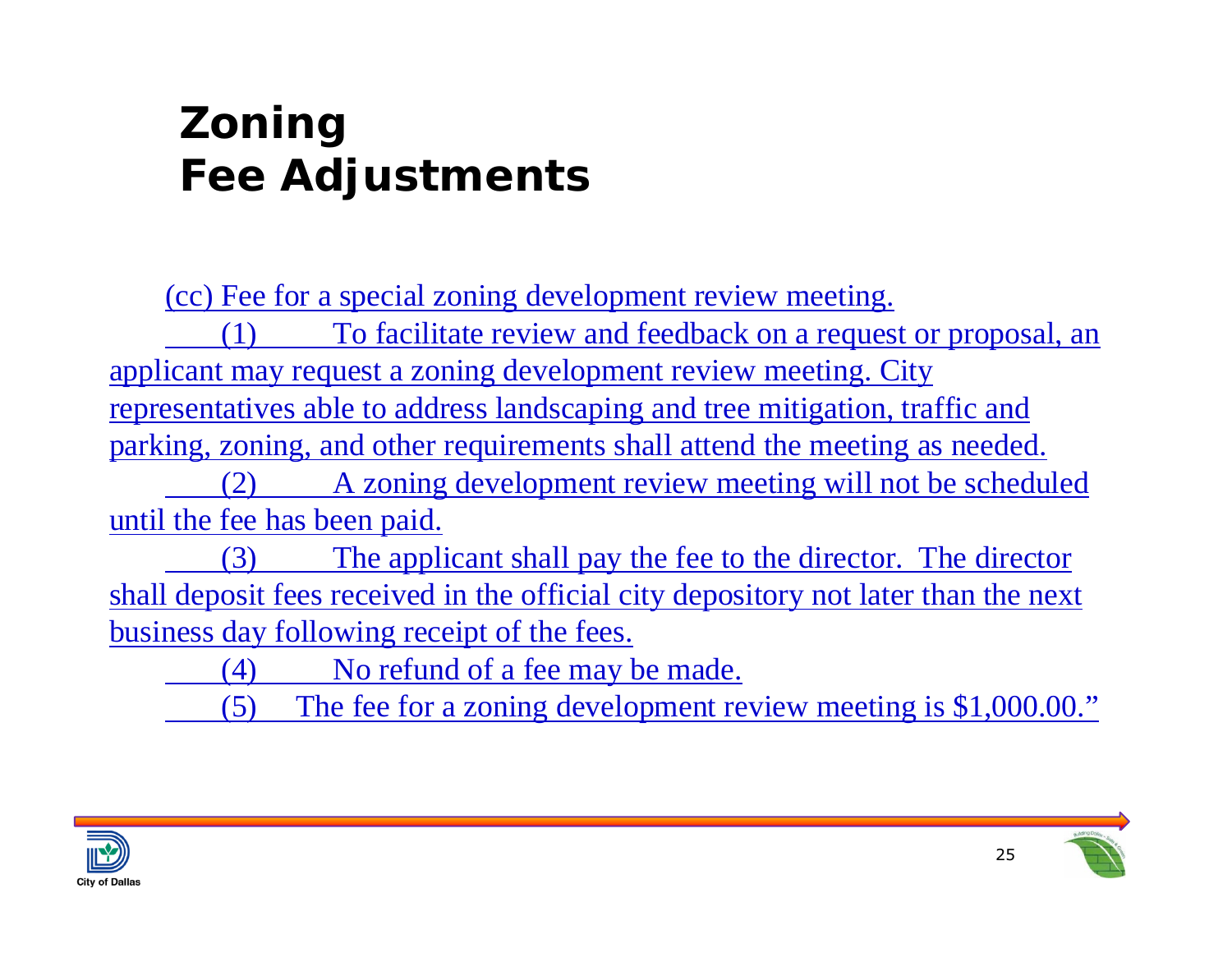# Zoning Fee Adjustments

(cc) Fee for a special zoning development review meeting.

(1) To facilitate review and feedback on a request or proposal, an applicant may request a zoning development review meeting. City representatives able to address landscaping and tree mitigation, traffic and parking, zoning, and other requirements shall attend the meeting as needed.

(2) A zoning development review meeting will not be scheduled until the fee has been paid.

(3) The applicant shall pay the fee to the director. The director shall deposit fees received in the official city depository not later than the next business day following receipt of the fees.

(4) No refund of a fee may be made.

(5) The fee for a zoning development review meeting is $1,000.00."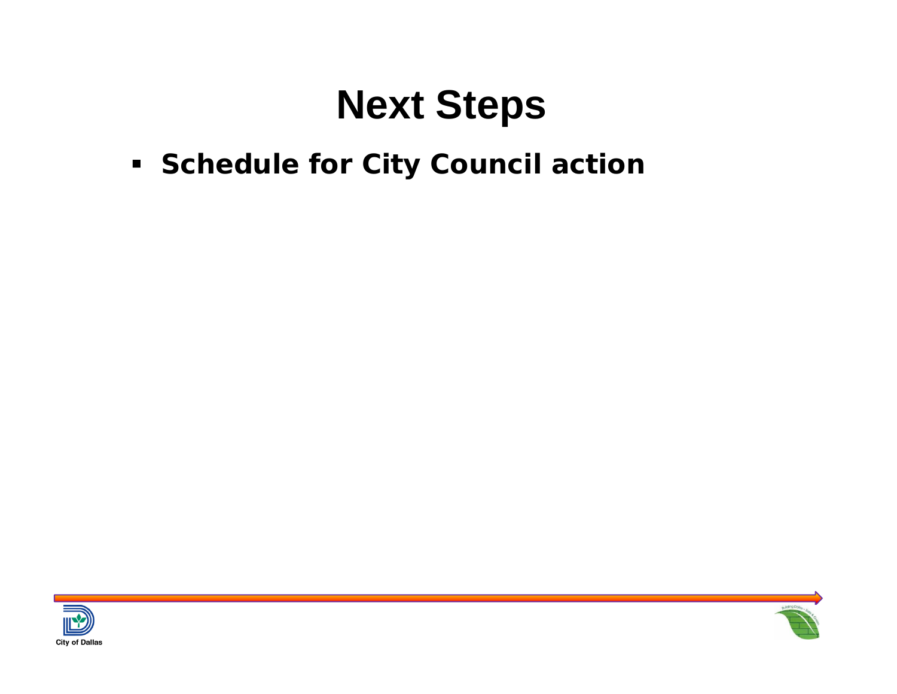# Next Steps

- **Schedule for City Council action**